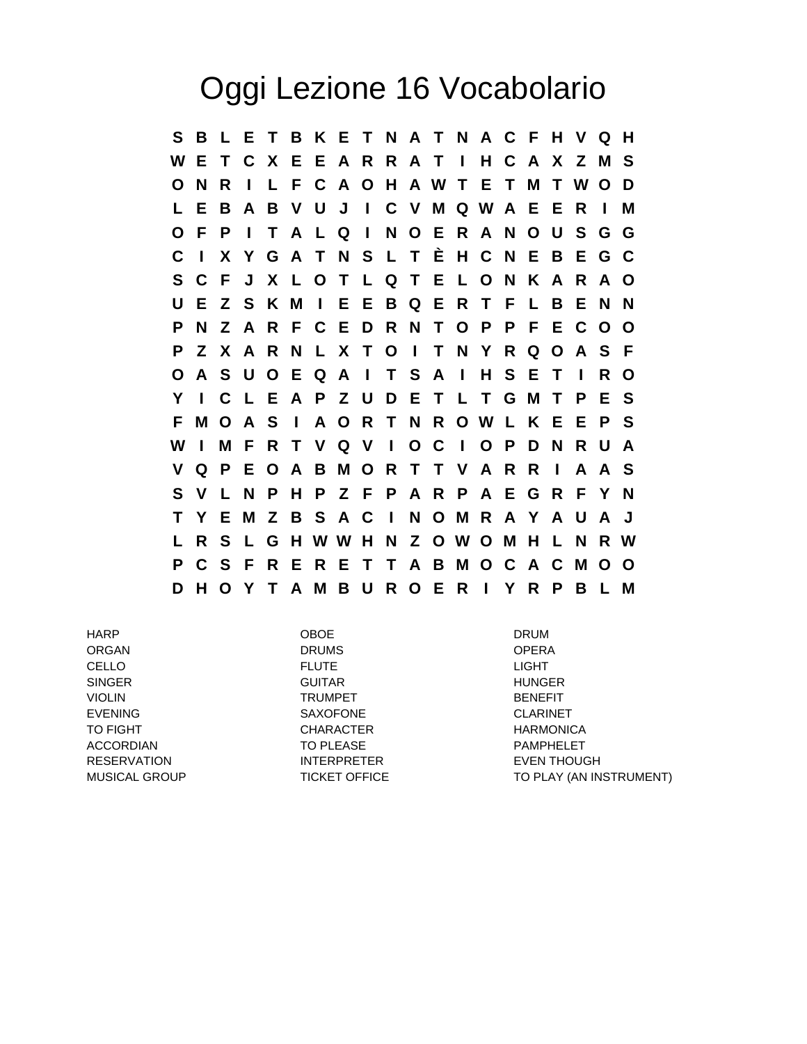# Oggi Lezione 16 Vocabolario

```
S B L E T B K E T N A T N A C F H V Q H
W E T C X E E A R R A T I H C A X Z M S
O N R I L F C A O H A W T E T M T W O D
L E B A B V U J I C V M Q W A E E R I M
O F P I T A L Q I N O E R A N O U S G G
C I X Y G A T N S L T È H C N E B E G C
S C F J X L O T L Q T E L O N K A R A O
U E Z S K M I E E B Q E R T F L B E N N
P N Z A R F C E D R N T O P P F E C O O
P Z X A R N L X T O I T N Y R Q O A S F
O A S U O E Q A I T S A I H S E T I R O
Y I C L E A P Z U D E T L T G M T P E S
F M O A S I A O R T N R O W L K E E P S
W I M F R T V Q V I O C I O P D N R U A
V Q P E O A B M O R T T V A R R I A A S
S V L N P H P Z F P A R P A E G R F Y N
T Y E M Z B S A C I N O M R A Y A U A J
L R S L G H W W H N Z O W O M H L N R W
P C S F R E R E T T A B M O C A C M O O
D H O Y T A M B U R O E R I Y R P B L M
```

| | | |
|---|---|---|
| HARP | OBOE | DRUM |
| ORGAN | DRUMS | OPERA |
| CELLO | FLUTE | LIGHT |
| SINGER | GUITAR | HUNGER |
| VIOLIN | TRUMPET | BENEFIT |
| EVENING | SAXOFONE | CLARINET |
| TO FIGHT | CHARACTER | HARMONICA |
| ACCORDIAN | TO PLEASE | PAMPHELET |
| RESERVATION | INTERPRETER | EVEN THOUGH |
| MUSICAL GROUP | TICKET OFFICE | TO PLAY (AN INSTRUMENT) |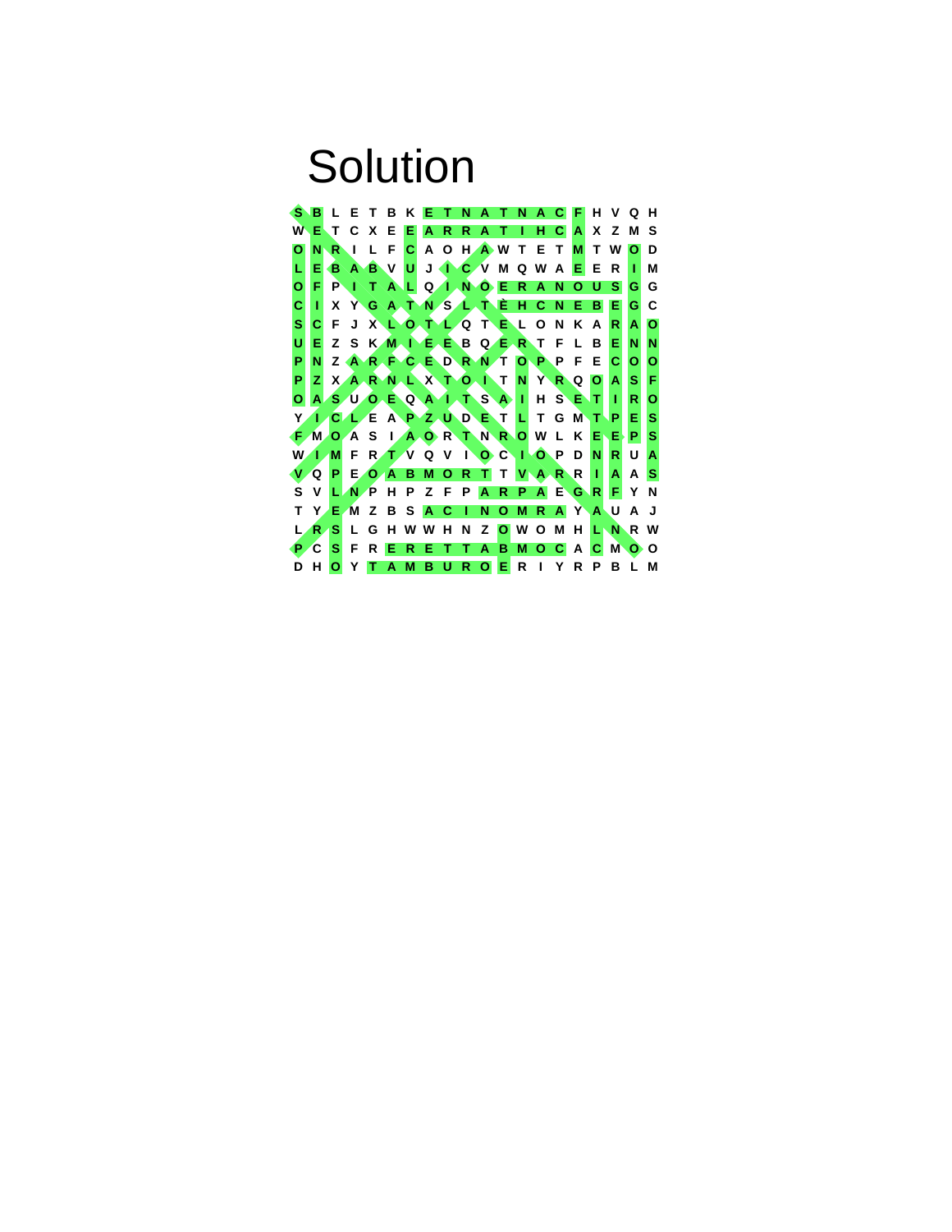# Solution

| | | | | | | | | | | | | | | | | | | | |
|---|---|---|---|---|---|---|---|---|---|---|---|---|---|---|---|---|---|---|---|
| S | B | L | E | T | B | K | E | T | N | A | T | N | A | C | F | H | V | Q | H |
| W | E | T | C | X | E | E | A | R | R | A | T | I | H | C | A | X | Z | M | S |
| O | N | R | I | L | F | C | A | O | H | A | W | T | E | T | M | T | W | O | D |
| L | E | B | A | B | V | U | J | I | C | V | M | Q | W | A | E | E | R | I | M |
| O | F | P | I | T | A | L | Q | I | N | O | E | R | A | N | O | U | S | G | G |
| C | I | X | Y | G | A | T | N | S | L | T | È | H | C | N | E | B | E | G | C |
| S | C | F | J | X | L | O | T | L | Q | T | E | L | O | N | K | A | R | A | O |
| U | E | Z | S | K | M | I | E | E | B | Q | E | R | T | F | L | B | E | N | N |
| P | N | Z | A | R | F | C | E | D | R | N | T | O | P | P | F | E | C | O | O |
| P | Z | X | A | R | N | L | X | T | O | I | T | N | Y | R | Q | O | A | S | F |
| O | A | S | U | O | E | Q | A | I | T | S | A | I | H | S | E | T | I | R | O |
| Y | I | C | L | E | A | P | Z | U | D | E | T | L | T | G | M | T | P | E | S |
| F | M | O | A | S | I | A | O | R | T | N | R | O | W | L | K | E | E | P | S |
| W | I | M | F | R | T | V | Q | V | I | O | C | I | O | P | D | N | R | U | A |
| V | Q | P | E | O | A | B | M | O | R | T | T | V | A | R | R | I | A | A | S |
| S | V | L | N | P | H | P | Z | F | P | A | R | P | A | E | G | R | F | Y | N |
| T | Y | E | M | Z | B | S | A | C | I | N | O | M | R | A | Y | A | U | A | J |
| L | R | S | L | G | H | W | W | H | N | Z | O | W | O | M | H | L | N | R | W |
| P | C | S | F | R | E | R | E | T | T | A | B | M | O | C | A | C | M | O | O |
| D | H | O | Y | T | A | M | B | U | R | O | E | R | I | Y | R | P | B | L | M |